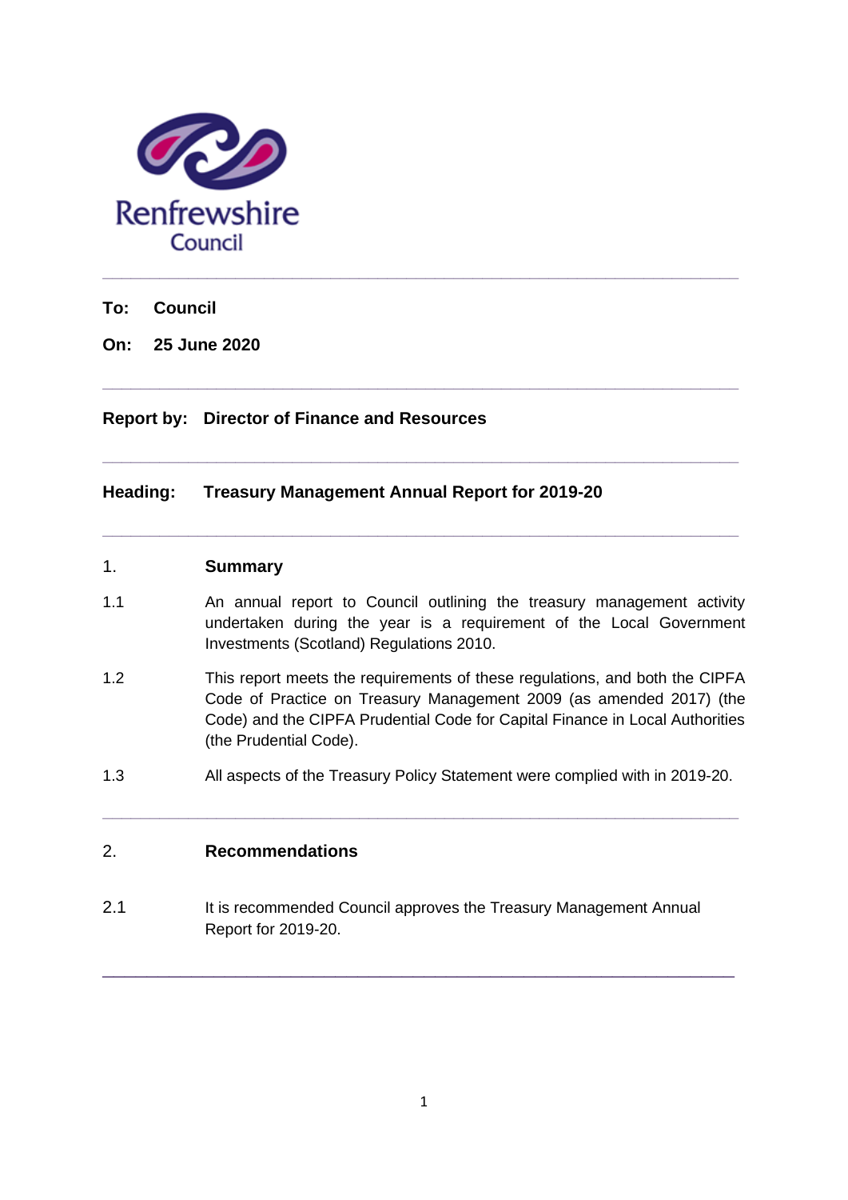Renfrewshire Council

---

**To: Council**

**On: 25 June 2020**

---

**Report by: Director of Finance and Resources**

---

**Heading: Treasury Management Annual Report for 2019-20**

---

## 1. Summary

1.1 An annual report to Council outlining the treasury management activity undertaken during the year is a requirement of the Local Government Investments (Scotland) Regulations 2010.

1.2 This report meets the requirements of these regulations, and both the CIPFA Code of Practice on Treasury Management 2009 (as amended 2017) (the Code) and the CIPFA Prudential Code for Capital Finance in Local Authorities (the Prudential Code).

1.3 All aspects of the Treasury Policy Statement were complied with in 2019-20.

---

## 2. Recommendations

2.1 It is recommended Council approves the Treasury Management Annual Report for 2019-20.

---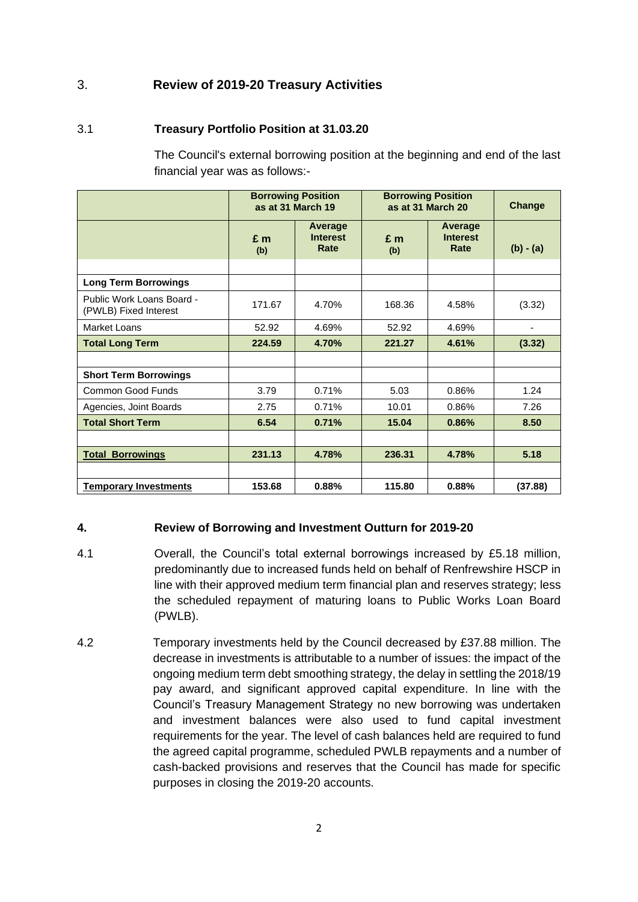## 3. Review of 2019-20 Treasury Activities

### 3.1 Treasury Portfolio Position at 31.03.20

The Council's external borrowing position at the beginning and end of the last financial year was as follows:-

| | Borrowing Position as at 31 March 19 | | Borrowing Position as at 31 March 20 | | Change |
|---|---|---|---|---|---|
| | £ m (b) | Average Interest Rate | £ m (b) | Average Interest Rate | (b) - (a) |
| | | | | | |
| **Long Term Borrowings** | | | | | |
| Public Work Loans Board - (PWLB) Fixed Interest | 171.67 | 4.70% | 168.36 | 4.58% | (3.32) |
| Market Loans | 52.92 | 4.69% | 52.92 | 4.69% | - |
| **Total Long Term** | **224.59** | **4.70%** | **221.27** | **4.61%** | **(3.32)** |
| | | | | | |
| **Short Term Borrowings** | | | | | |
| Common Good Funds | 3.79 | 0.71% | 5.03 | 0.86% | 1.24 |
| Agencies, Joint Boards | 2.75 | 0.71% | 10.01 | 0.86% | 7.26 |
| **Total Short Term** | **6.54** | **0.71%** | **15.04** | **0.86%** | **8.50** |
| | | | | | |
| **Total Borrowings** | **231.13** | **4.78%** | **236.31** | **4.78%** | **5.18** |
| | | | | | |
| **Temporary Investments** | **153.68** | **0.88%** | **115.80** | **0.88%** | **(37.88)** |

## 4. Review of Borrowing and Investment Outturn for 2019-20

4.1 Overall, the Council's total external borrowings increased by £5.18 million, predominantly due to increased funds held on behalf of Renfrewshire HSCP in line with their approved medium term financial plan and reserves strategy; less the scheduled repayment of maturing loans to Public Works Loan Board (PWLB).

4.2 Temporary investments held by the Council decreased by £37.88 million. The decrease in investments is attributable to a number of issues: the impact of the ongoing medium term debt smoothing strategy, the delay in settling the 2018/19 pay award, and significant approved capital expenditure. In line with the Council's Treasury Management Strategy no new borrowing was undertaken and investment balances were also used to fund capital investment requirements for the year. The level of cash balances held are required to fund the agreed capital programme, scheduled PWLB repayments and a number of cash-backed provisions and reserves that the Council has made for specific purposes in closing the 2019-20 accounts.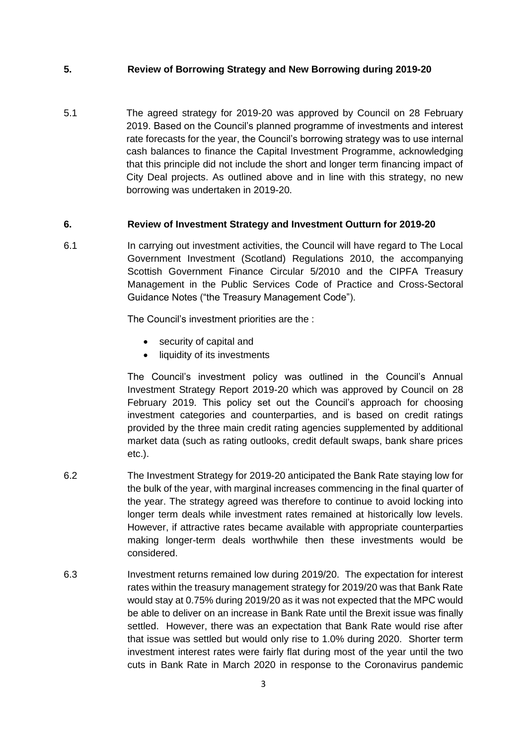## 5. Review of Borrowing Strategy and New Borrowing during 2019-20

5.1 The agreed strategy for 2019-20 was approved by Council on 28 February 2019. Based on the Council's planned programme of investments and interest rate forecasts for the year, the Council's borrowing strategy was to use internal cash balances to finance the Capital Investment Programme, acknowledging that this principle did not include the short and longer term financing impact of City Deal projects. As outlined above and in line with this strategy, no new borrowing was undertaken in 2019-20.

## 6. Review of Investment Strategy and Investment Outturn for 2019-20

6.1 In carrying out investment activities, the Council will have regard to The Local Government Investment (Scotland) Regulations 2010, the accompanying Scottish Government Finance Circular 5/2010 and the CIPFA Treasury Management in the Public Services Code of Practice and Cross-Sectoral Guidance Notes ("the Treasury Management Code").

The Council's investment priorities are the :

- security of capital and
- liquidity of its investments

The Council's investment policy was outlined in the Council's Annual Investment Strategy Report 2019-20 which was approved by Council on 28 February 2019. This policy set out the Council's approach for choosing investment categories and counterparties, and is based on credit ratings provided by the three main credit rating agencies supplemented by additional market data (such as rating outlooks, credit default swaps, bank share prices etc.).

6.2 The Investment Strategy for 2019-20 anticipated the Bank Rate staying low for the bulk of the year, with marginal increases commencing in the final quarter of the year. The strategy agreed was therefore to continue to avoid locking into longer term deals while investment rates remained at historically low levels. However, if attractive rates became available with appropriate counterparties making longer-term deals worthwhile then these investments would be considered.

6.3 Investment returns remained low during 2019/20. The expectation for interest rates within the treasury management strategy for 2019/20 was that Bank Rate would stay at 0.75% during 2019/20 as it was not expected that the MPC would be able to deliver on an increase in Bank Rate until the Brexit issue was finally settled. However, there was an expectation that Bank Rate would rise after that issue was settled but would only rise to 1.0% during 2020. Shorter term investment interest rates were fairly flat during most of the year until the two cuts in Bank Rate in March 2020 in response to the Coronavirus pandemic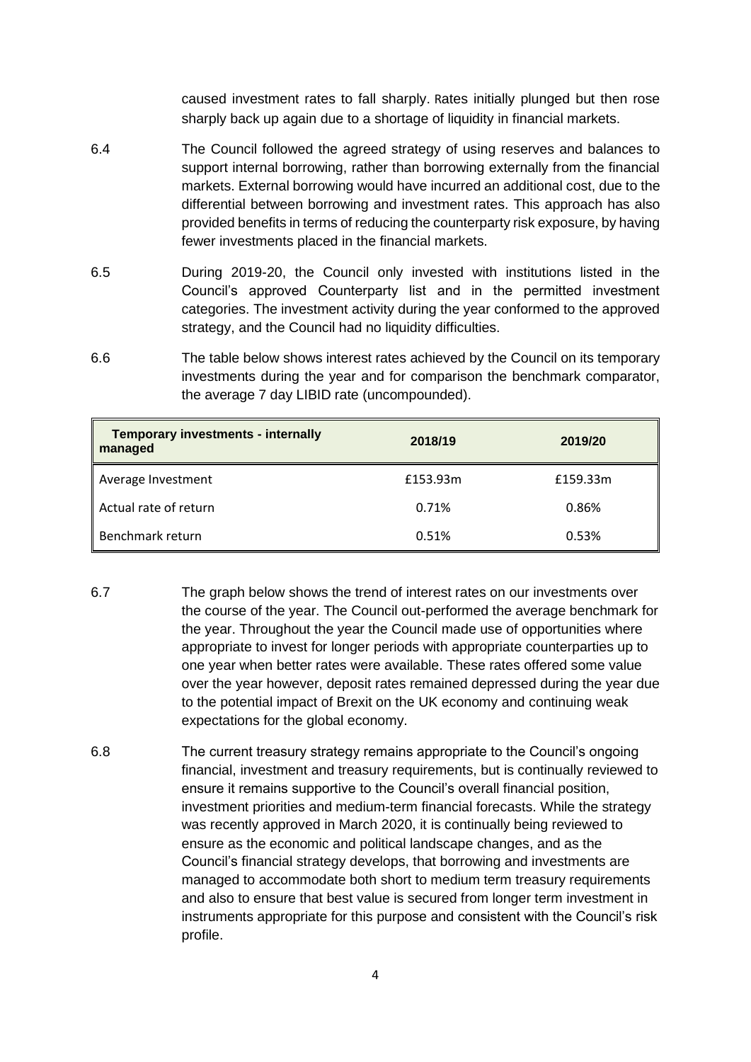caused investment rates to fall sharply. Rates initially plunged but then rose sharply back up again due to a shortage of liquidity in financial markets.

6.4 The Council followed the agreed strategy of using reserves and balances to support internal borrowing, rather than borrowing externally from the financial markets. External borrowing would have incurred an additional cost, due to the differential between borrowing and investment rates. This approach has also provided benefits in terms of reducing the counterparty risk exposure, by having fewer investments placed in the financial markets.

6.5 During 2019-20, the Council only invested with institutions listed in the Council's approved Counterparty list and in the permitted investment categories. The investment activity during the year conformed to the approved strategy, and the Council had no liquidity difficulties.

6.6 The table below shows interest rates achieved by the Council on its temporary investments during the year and for comparison the benchmark comparator, the average 7 day LIBID rate (uncompounded).

| Temporary investments - internally managed | 2018/19 | 2019/20 |
|---|---|---|
| Average Investment | £153.93m | £159.33m |
| Actual rate of return | 0.71% | 0.86% |
| Benchmark return | 0.51% | 0.53% |

6.7 The graph below shows the trend of interest rates on our investments over the course of the year. The Council out-performed the average benchmark for the year. Throughout the year the Council made use of opportunities where appropriate to invest for longer periods with appropriate counterparties up to one year when better rates were available. These rates offered some value over the year however, deposit rates remained depressed during the year due to the potential impact of Brexit on the UK economy and continuing weak expectations for the global economy.

6.8 The current treasury strategy remains appropriate to the Council's ongoing financial, investment and treasury requirements, but is continually reviewed to ensure it remains supportive to the Council's overall financial position, investment priorities and medium-term financial forecasts. While the strategy was recently approved in March 2020, it is continually being reviewed to ensure as the economic and political landscape changes, and as the Council's financial strategy develops, that borrowing and investments are managed to accommodate both short to medium term treasury requirements and also to ensure that best value is secured from longer term investment in instruments appropriate for this purpose and consistent with the Council's risk profile.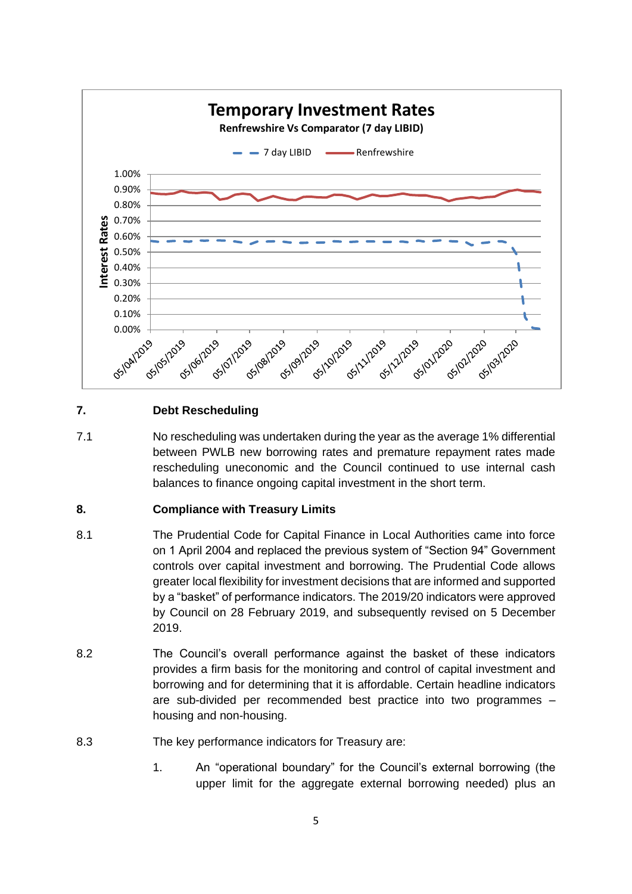**Temporary Investment Rates**

**Renfrewshire Vs Comparator (7 day LIBID)**

7 day LIBID — Renfrewshire

Interest Rates: 0.00% – 1.00%

05/04/2019, 05/05/2019, 05/06/2019, 05/07/2019, 05/08/2019, 05/09/2019, 05/10/2019, 05/11/2019, 05/12/2019, 05/01/2020, 05/02/2020, 05/03/2020

## 7. Debt Rescheduling

7.1 No rescheduling was undertaken during the year as the average 1% differential between PWLB new borrowing rates and premature repayment rates made rescheduling uneconomic and the Council continued to use internal cash balances to finance ongoing capital investment in the short term.

## 8. Compliance with Treasury Limits

8.1 The Prudential Code for Capital Finance in Local Authorities came into force on 1 April 2004 and replaced the previous system of "Section 94" Government controls over capital investment and borrowing. The Prudential Code allows greater local flexibility for investment decisions that are informed and supported by a "basket" of performance indicators. The 2019/20 indicators were approved by Council on 28 February 2019, and subsequently revised on 5 December 2019.

8.2 The Council's overall performance against the basket of these indicators provides a firm basis for the monitoring and control of capital investment and borrowing and for determining that it is affordable. Certain headline indicators are sub-divided per recommended best practice into two programmes – housing and non-housing.

8.3 The key performance indicators for Treasury are:

1. An "operational boundary" for the Council's external borrowing (the upper limit for the aggregate external borrowing needed) plus an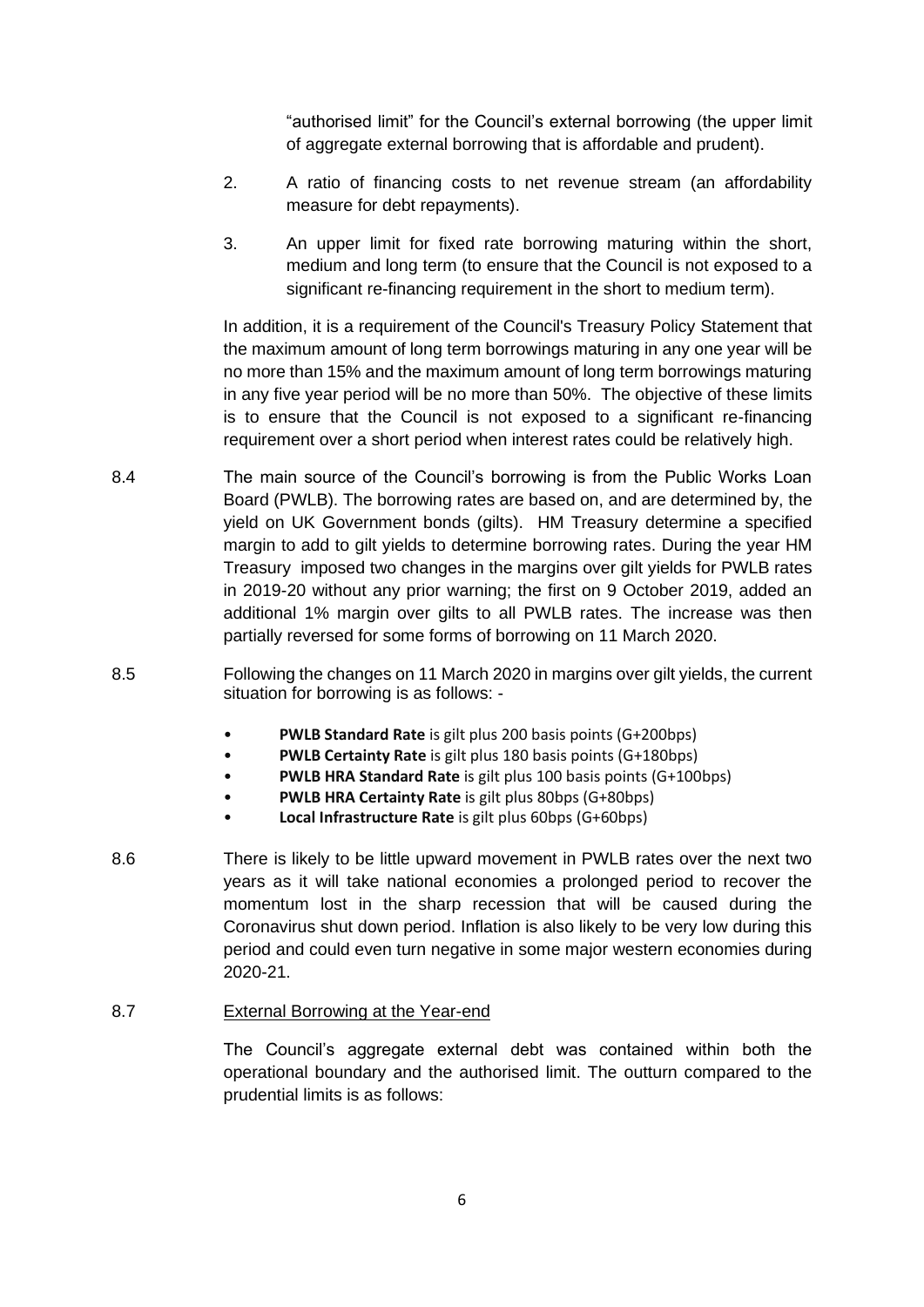"authorised limit" for the Council's external borrowing (the upper limit of aggregate external borrowing that is affordable and prudent).

2. A ratio of financing costs to net revenue stream (an affordability measure for debt repayments).

3. An upper limit for fixed rate borrowing maturing within the short, medium and long term (to ensure that the Council is not exposed to a significant re-financing requirement in the short to medium term).

In addition, it is a requirement of the Council's Treasury Policy Statement that the maximum amount of long term borrowings maturing in any one year will be no more than 15% and the maximum amount of long term borrowings maturing in any five year period will be no more than 50%. The objective of these limits is to ensure that the Council is not exposed to a significant re-financing requirement over a short period when interest rates could be relatively high.

8.4 The main source of the Council's borrowing is from the Public Works Loan Board (PWLB). The borrowing rates are based on, and are determined by, the yield on UK Government bonds (gilts). HM Treasury determine a specified margin to add to gilt yields to determine borrowing rates. During the year HM Treasury imposed two changes in the margins over gilt yields for PWLB rates in 2019-20 without any prior warning; the first on 9 October 2019, added an additional 1% margin over gilts to all PWLB rates. The increase was then partially reversed for some forms of borrowing on 11 March 2020.

8.5 Following the changes on 11 March 2020 in margins over gilt yields, the current situation for borrowing is as follows: -

- **PWLB Standard Rate** is gilt plus 200 basis points (G+200bps)
- **PWLB Certainty Rate** is gilt plus 180 basis points (G+180bps)
- **PWLB HRA Standard Rate** is gilt plus 100 basis points (G+100bps)
- **PWLB HRA Certainty Rate** is gilt plus 80bps (G+80bps)
- **Local Infrastructure Rate** is gilt plus 60bps (G+60bps)

8.6 There is likely to be little upward movement in PWLB rates over the next two years as it will take national economies a prolonged period to recover the momentum lost in the sharp recession that will be caused during the Coronavirus shut down period. Inflation is also likely to be very low during this period and could even turn negative in some major western economies during 2020-21.

8.7 <u>External Borrowing at the Year-end</u>

The Council's aggregate external debt was contained within both the operational boundary and the authorised limit. The outturn compared to the prudential limits is as follows: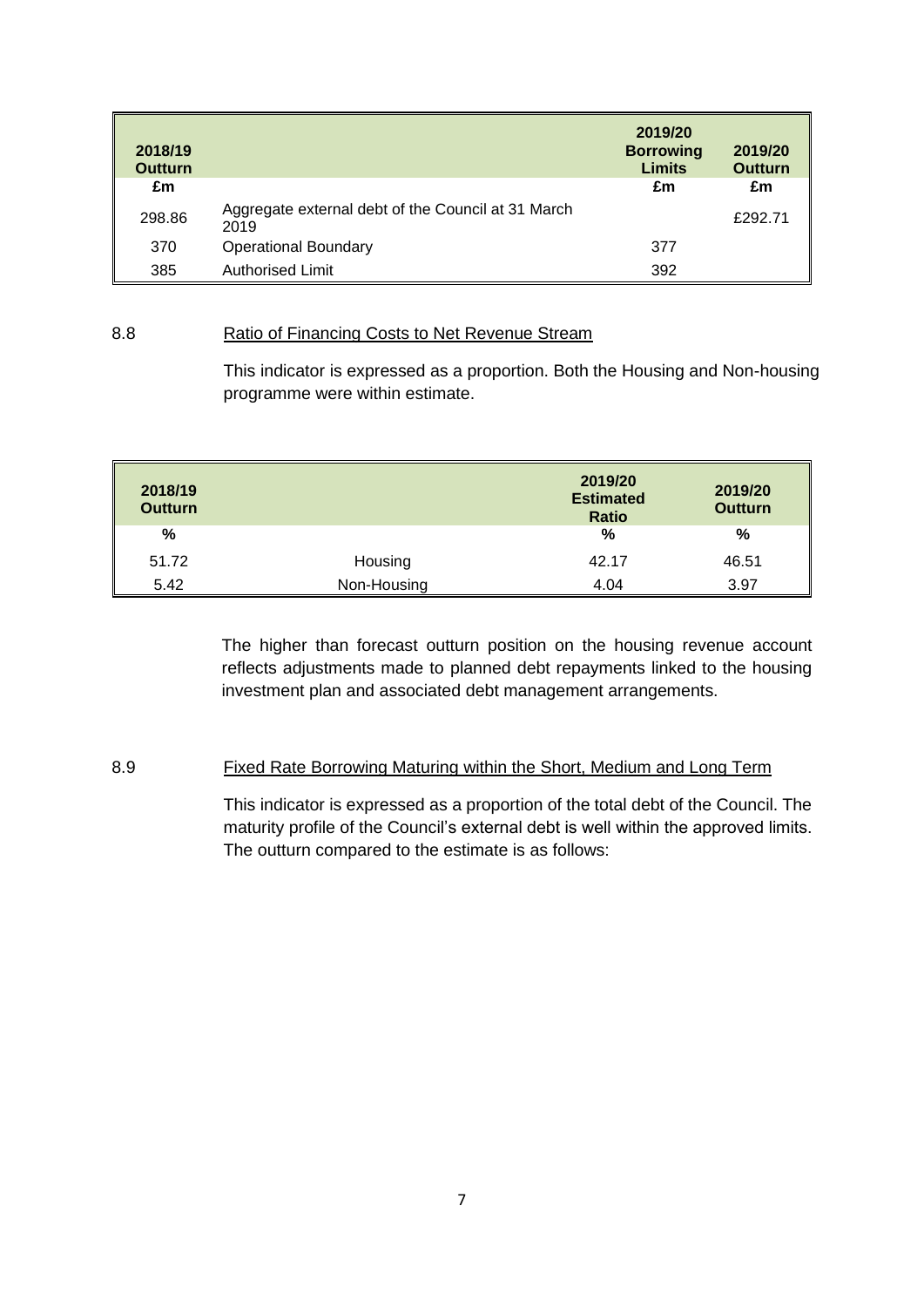| 2018/19 Outturn | | 2019/20 Borrowing Limits | 2019/20 Outturn |
|---|---|---|---|
| £m | | £m | £m |
| 298.86 | Aggregate external debt of the Council at 31 March 2019 | | £292.71 |
| 370 | Operational Boundary | 377 | |
| 385 | Authorised Limit | 392 | |

8.8 Ratio of Financing Costs to Net Revenue Stream

This indicator is expressed as a proportion. Both the Housing and Non-housing programme were within estimate.

| 2018/19 Outturn | | 2019/20 Estimated Ratio | 2019/20 Outturn |
|---|---|---|---|
| % | | % | % |
| 51.72 | Housing | 42.17 | 46.51 |
| 5.42 | Non-Housing | 4.04 | 3.97 |

The higher than forecast outturn position on the housing revenue account reflects adjustments made to planned debt repayments linked to the housing investment plan and associated debt management arrangements.

8.9 Fixed Rate Borrowing Maturing within the Short, Medium and Long Term

This indicator is expressed as a proportion of the total debt of the Council. The maturity profile of the Council's external debt is well within the approved limits. The outturn compared to the estimate is as follows: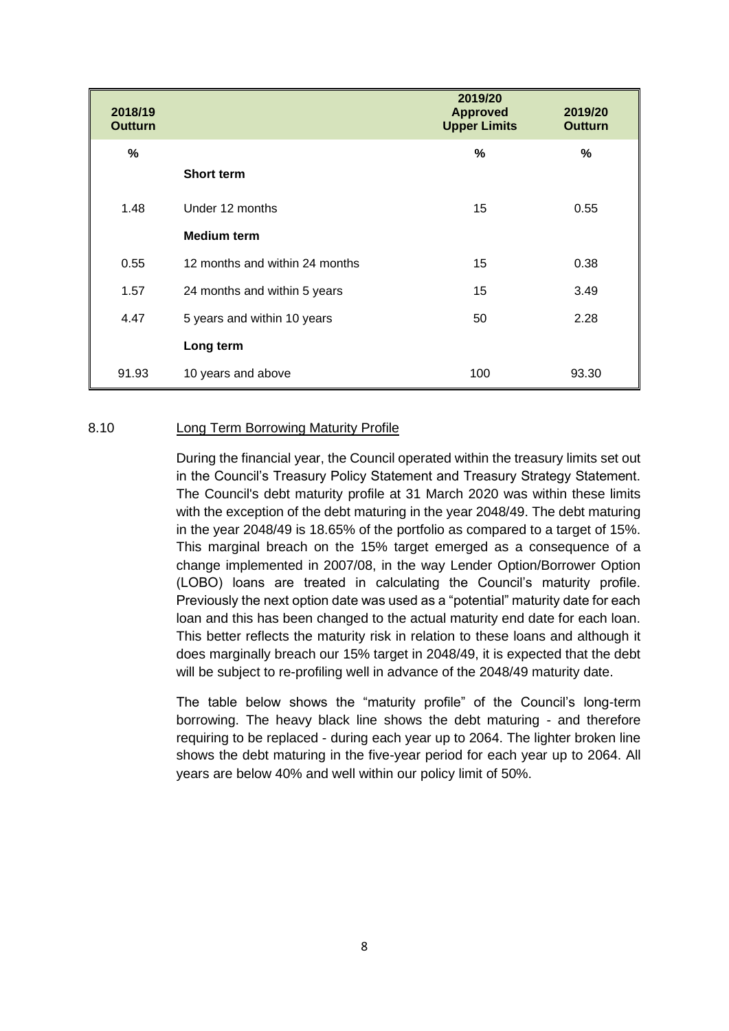| 2018/19 Outturn | | 2019/20 Approved Upper Limits | 2019/20 Outturn |
|---|---|---|---|
| % | | % | % |
| | **Short term** | | |
| 1.48 | Under 12 months | 15 | 0.55 |
| | **Medium term** | | |
| 0.55 | 12 months and within 24 months | 15 | 0.38 |
| 1.57 | 24 months and within 5 years | 15 | 3.49 |
| 4.47 | 5 years and within 10 years | 50 | 2.28 |
| | **Long term** | | |
| 91.93 | 10 years and above | 100 | 93.30 |

8.10 Long Term Borrowing Maturity Profile

During the financial year, the Council operated within the treasury limits set out in the Council's Treasury Policy Statement and Treasury Strategy Statement. The Council's debt maturity profile at 31 March 2020 was within these limits with the exception of the debt maturing in the year 2048/49. The debt maturing in the year 2048/49 is 18.65% of the portfolio as compared to a target of 15%. This marginal breach on the 15% target emerged as a consequence of a change implemented in 2007/08, in the way Lender Option/Borrower Option (LOBO) loans are treated in calculating the Council's maturity profile. Previously the next option date was used as a "potential" maturity date for each loan and this has been changed to the actual maturity end date for each loan. This better reflects the maturity risk in relation to these loans and although it does marginally breach our 15% target in 2048/49, it is expected that the debt will be subject to re-profiling well in advance of the 2048/49 maturity date.

The table below shows the "maturity profile" of the Council's long-term borrowing. The heavy black line shows the debt maturing - and therefore requiring to be replaced - during each year up to 2064. The lighter broken line shows the debt maturing in the five-year period for each year up to 2064. All years are below 40% and well within our policy limit of 50%.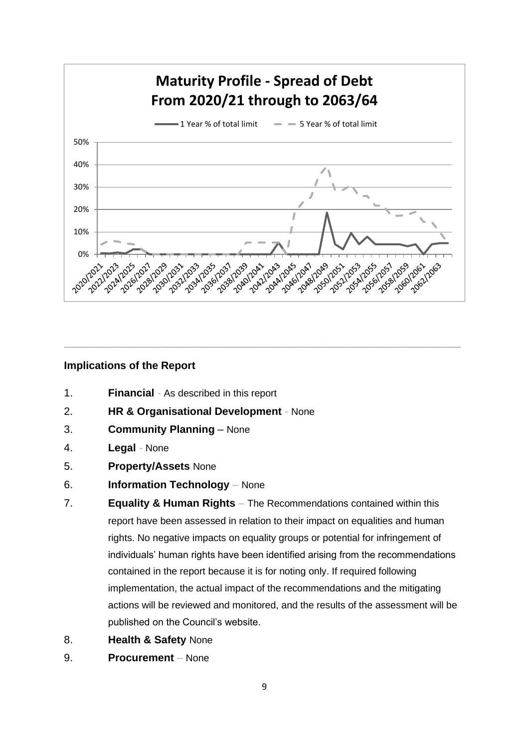**Maturity Profile - Spread of Debt From 2020/21 through to 2063/64**

---

### Implications of the Report

1. **Financial** - As described in this report
2. **HR & Organisational Development** - None
3. **Community Planning** – None
4. **Legal** - None
5. **Property/Assets** None
6. **Information Technology** – None
7. **Equality & Human Rights** – The Recommendations contained within this report have been assessed in relation to their impact on equalities and human rights. No negative impacts on equality groups or potential for infringement of individuals' human rights have been identified arising from the recommendations contained in the report because it is for noting only. If required following implementation, the actual impact of the recommendations and the mitigating actions will be reviewed and monitored, and the results of the assessment will be published on the Council's website.
8. **Health & Safety** None
9. **Procurement** – None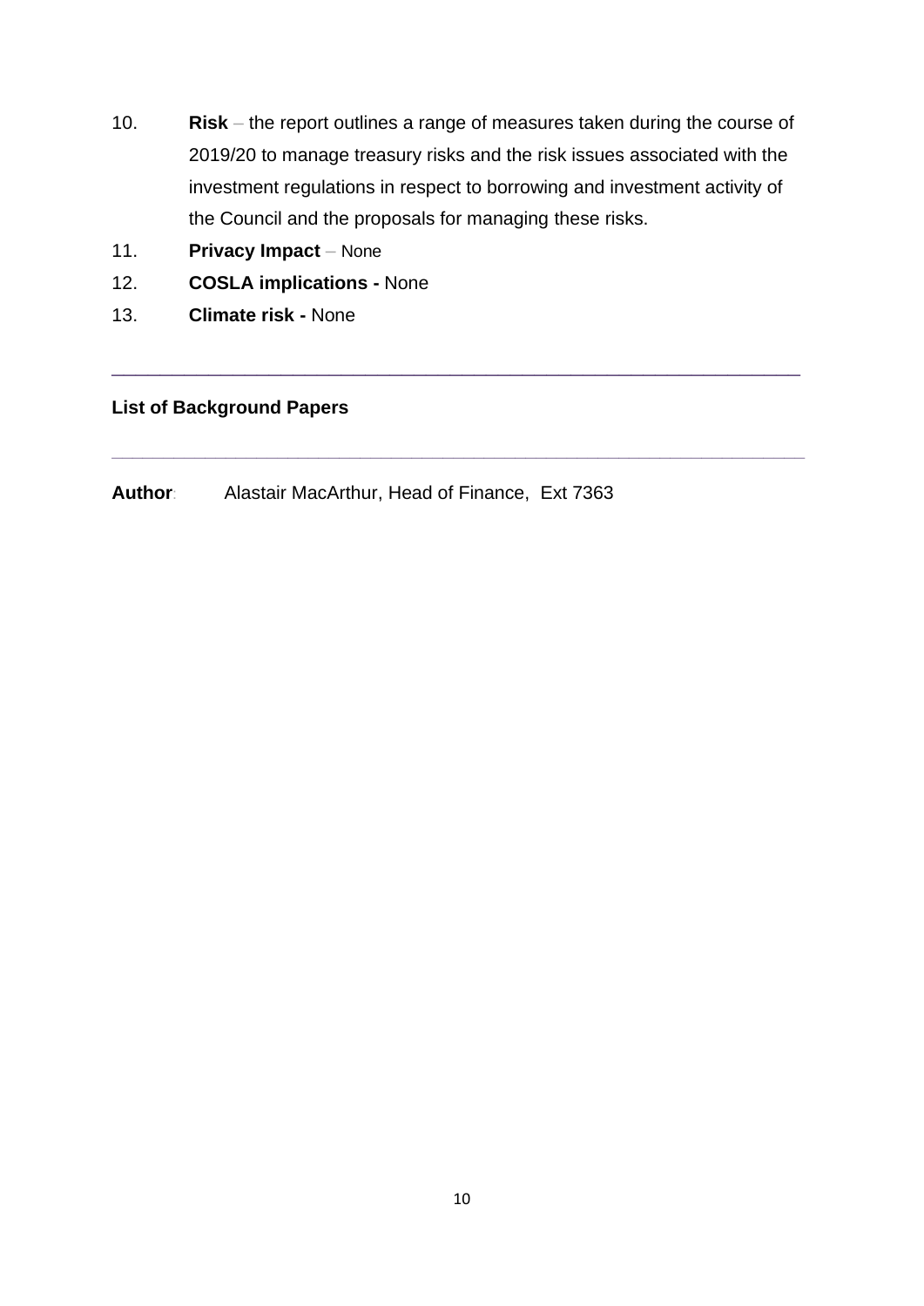10. **Risk** – the report outlines a range of measures taken during the course of 2019/20 to manage treasury risks and the risk issues associated with the investment regulations in respect to borrowing and investment activity of the Council and the proposals for managing these risks.
11. **Privacy Impact** – None
12. **COSLA implications -** None
13. **Climate risk -** None

---

**List of Background Papers**

---

**Author**: Alastair MacArthur, Head of Finance, Ext 7363